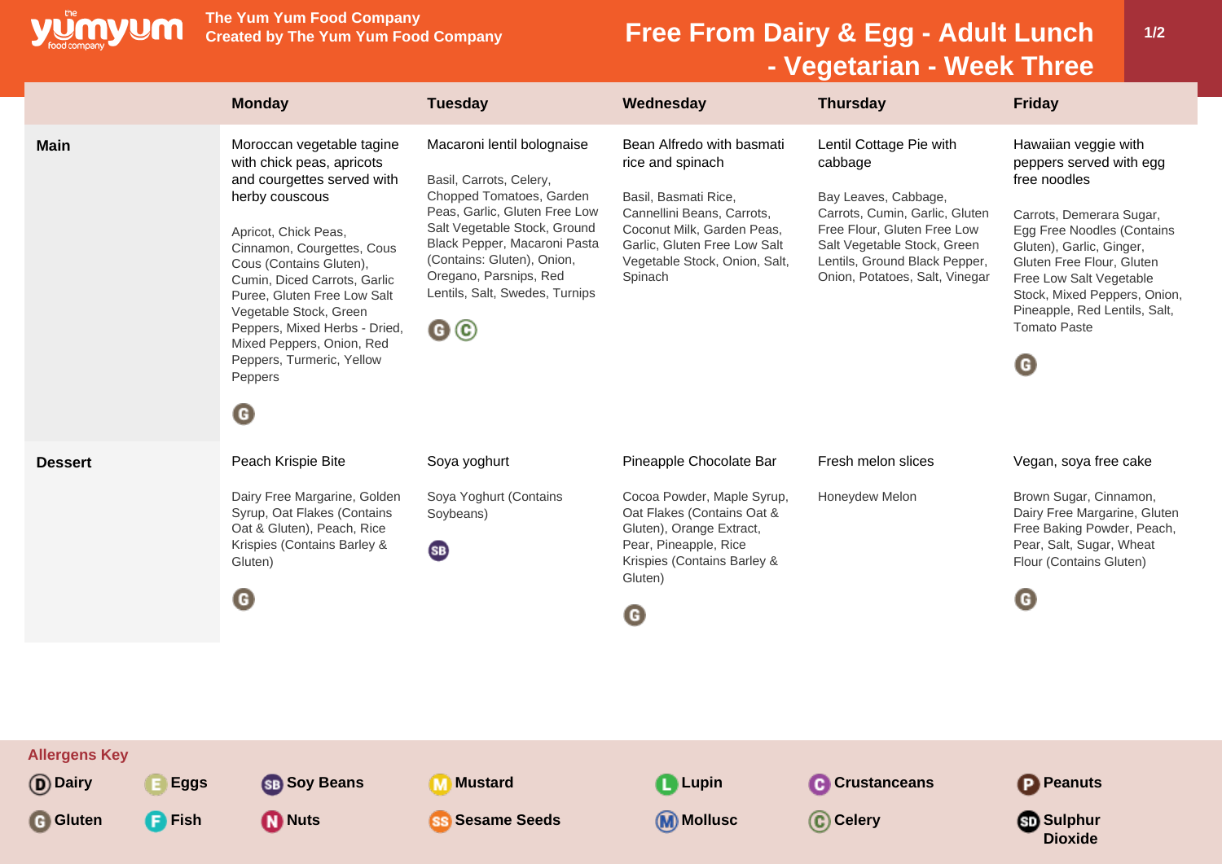# Free From Dairy & Egg - Adult Lunch - Vegetarian - Week Three

The Yum Yum Food Company
Created by The Yum Yum Food Company

| | Monday | Tuesday | Wednesday | Thursday | Friday |
|---|---|---|---|---|---|
| **Main** | Moroccan vegetable tagine with chick peas, apricots and courgettes served with herby couscous<br><br>Apricot, Chick Peas, Cinnamon, Courgettes, Cous Cous (Contains Gluten), Cumin, Diced Carrots, Garlic Puree, Gluten Free Low Salt Vegetable Stock, Green Peppers, Mixed Herbs - Dried, Mixed Peppers, Onion, Red Peppers, Turmeric, Yellow Peppers<br><br>G | Macaroni lentil bolognaise<br><br>Basil, Carrots, Celery, Chopped Tomatoes, Garden Peas, Garlic, Gluten Free Low Salt Vegetable Stock, Ground Black Pepper, Macaroni Pasta (Contains: Gluten), Onion, Oregano, Parsnips, Red Lentils, Salt, Swedes, Turnips<br><br>G C | Bean Alfredo with basmati rice and spinach<br><br>Basil, Basmati Rice, Cannellini Beans, Carrots, Coconut Milk, Garden Peas, Garlic, Gluten Free Low Salt Vegetable Stock, Onion, Salt, Spinach | Lentil Cottage Pie with cabbage<br><br>Bay Leaves, Cabbage, Carrots, Cumin, Garlic, Gluten Free Flour, Gluten Free Low Salt Vegetable Stock, Green Lentils, Ground Black Pepper, Onion, Potatoes, Salt, Vinegar | Hawaiian veggie with peppers served with egg free noodles<br><br>Carrots, Demerara Sugar, Egg Free Noodles (Contains Gluten), Garlic, Ginger, Gluten Free Flour, Gluten Free Low Salt Vegetable Stock, Mixed Peppers, Onion, Pineapple, Red Lentils, Salt, Tomato Paste<br><br>G |
| **Dessert** | Peach Krispie Bite<br><br>Dairy Free Margarine, Golden Syrup, Oat Flakes (Contains Oat & Gluten), Peach, Rice Krispies (Contains Barley & Gluten)<br><br>G | Soya yoghurt<br><br>Soya Yoghurt (Contains Soybeans)<br><br>SB | Pineapple Chocolate Bar<br><br>Cocoa Powder, Maple Syrup, Oat Flakes (Contains Oat & Gluten), Orange Extract, Pear, Pineapple, Rice Krispies (Contains Barley & Gluten)<br><br>G | Fresh melon slices<br><br>Honeydew Melon | Vegan, soya free cake<br><br>Brown Sugar, Cinnamon, Dairy Free Margarine, Gluten Free Baking Powder, Peach, Pear, Salt, Sugar, Wheat Flour (Contains Gluten)<br><br>G |

**Allergens Key**

| | | | | | | |
|---|---|---|---|---|---|---|
| D Dairy | E Eggs | SB Soy Beans | M Mustard | L Lupin | C Crustanceans | P Peanuts |
| G Gluten | F Fish | N Nuts | SS Sesame Seeds | M Mollusc | C Celery | SD Sulphur Dioxide |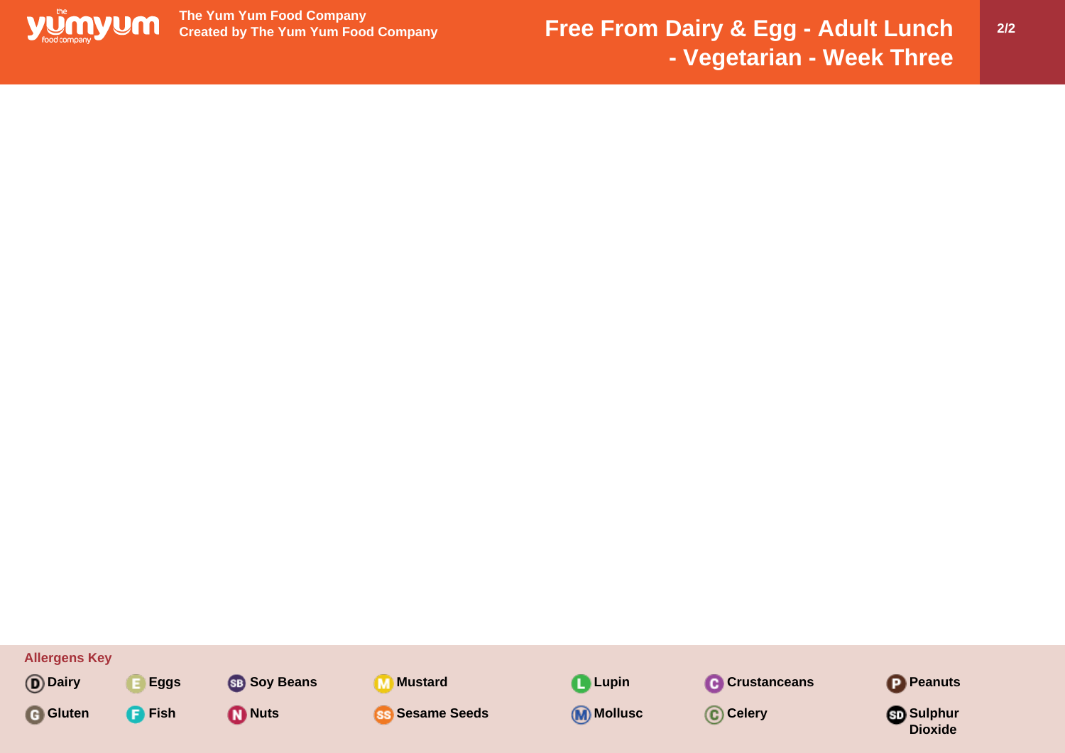**Allergens Key**

- Dairy
- Eggs
- Soy Beans
- Mustard
- Lupin
- Crustanceans
- Peanuts
- Gluten
- Fish
- Nuts
- Sesame Seeds
- Mollusc
- Celery
- Sulphur Dioxide